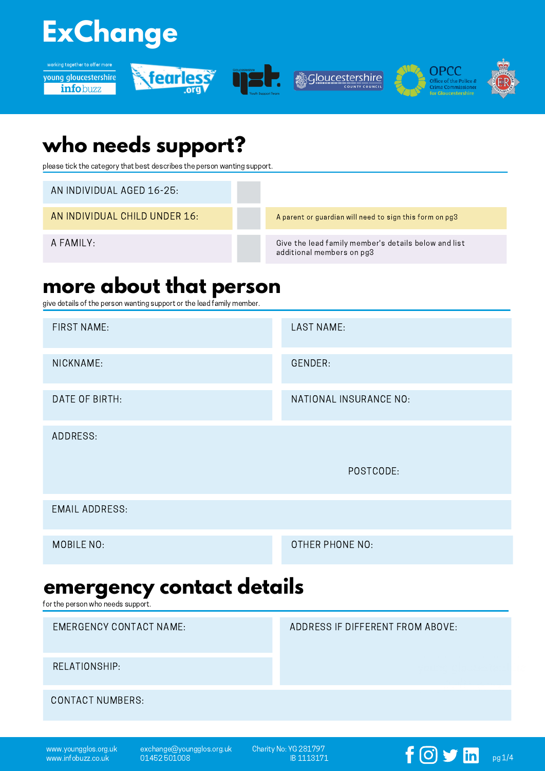# ExChange

working together to offer more young gloucestershire infobuzz

fearless.org

## who needs support?

please tick the category that best describes the person wanting support.

| | | |
|---|---|---|
| AN INDIVIDUAL AGED 16-25: | ☐ | |
| AN INDIVIDUAL CHILD UNDER 16: | ☐ | A parent or guardian will need to sign this form on pg3 |
| A FAMILY: | ☐ | Give the lead family member's details below and list additional members on pg3 |

## more about that person

give details of the person wanting support or the lead family member.

| | |
|---|---|
| FIRST NAME: | LAST NAME: |
| NICKNAME: | GENDER: |
| DATE OF BIRTH: | NATIONAL INSURANCE NO: |
| ADDRESS: | POSTCODE: |
| EMAIL ADDRESS: | |
| MOBILE NO: | OTHER PHONE NO: |

## emergency contact details

for the person who needs support.

| | |
|---|---|
| EMERGENCY CONTACT NAME: | ADDRESS IF DIFFERENT FROM ABOVE: |
| RELATIONSHIP: | |
| CONTACT NUMBERS: | |

www.youngglos.org.uk
www.infobuzz.co.uk

exchange@youngglos.org.uk
01452 501008

Charity No: YG 281797
IB 1113171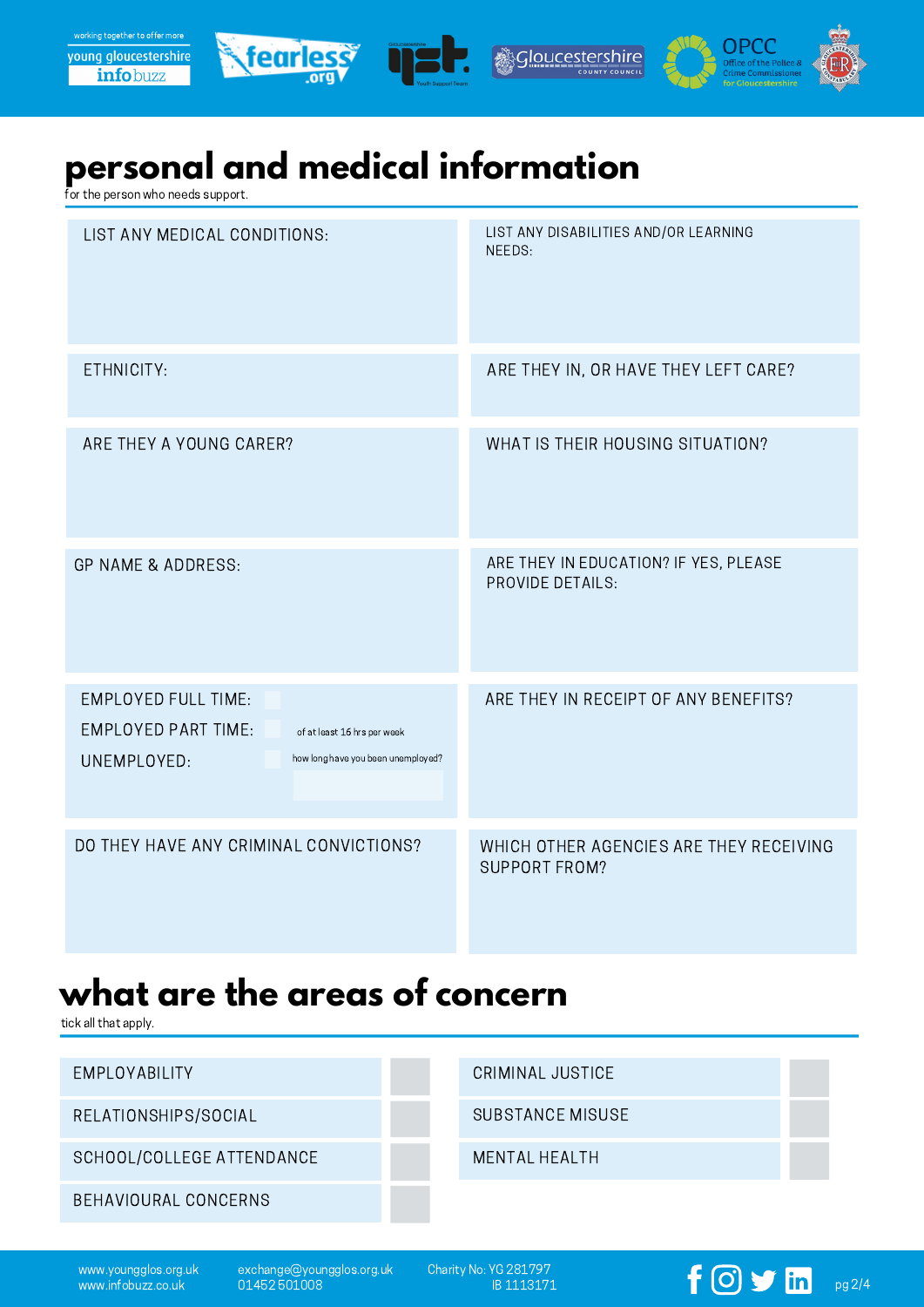# personal and medical information

for the person who needs support.

| | |
|---|---|
| LIST ANY MEDICAL CONDITIONS: | LIST ANY DISABILITIES AND/OR LEARNING NEEDS: |
| ETHNICITY: | ARE THEY IN, OR HAVE THEY LEFT CARE? |
| ARE THEY A YOUNG CARER? | WHAT IS THEIR HOUSING SITUATION? |
| GP NAME & ADDRESS: | ARE THEY IN EDUCATION? IF YES, PLEASE PROVIDE DETAILS: |
| EMPLOYED FULL TIME: ☐<br>EMPLOYED PART TIME: ☐ of at least 16 hrs per week<br>UNEMPLOYED: ☐ how long have you been unemployed? | ARE THEY IN RECEIPT OF ANY BENEFITS? |
| DO THEY HAVE ANY CRIMINAL CONVICTIONS? | WHICH OTHER AGENCIES ARE THEY RECEIVING SUPPORT FROM? |

# what are the areas of concern

tick all that apply.

| | | | |
|---|---|---|---|
| EMPLOYABILITY | ☐ | CRIMINAL JUSTICE | ☐ |
| RELATIONSHIPS/SOCIAL | ☐ | SUBSTANCE MISUSE | ☐ |
| SCHOOL/COLLEGE ATTENDANCE | ☐ | MENTAL HEALTH | ☐ |
| BEHAVIOURAL CONCERNS | ☐ | | |

www.youngglos.org.uk
www.infobuzz.co.uk

exchange@youngglos.org.uk
01452 501008

Charity No: YG 281797
IB 1113171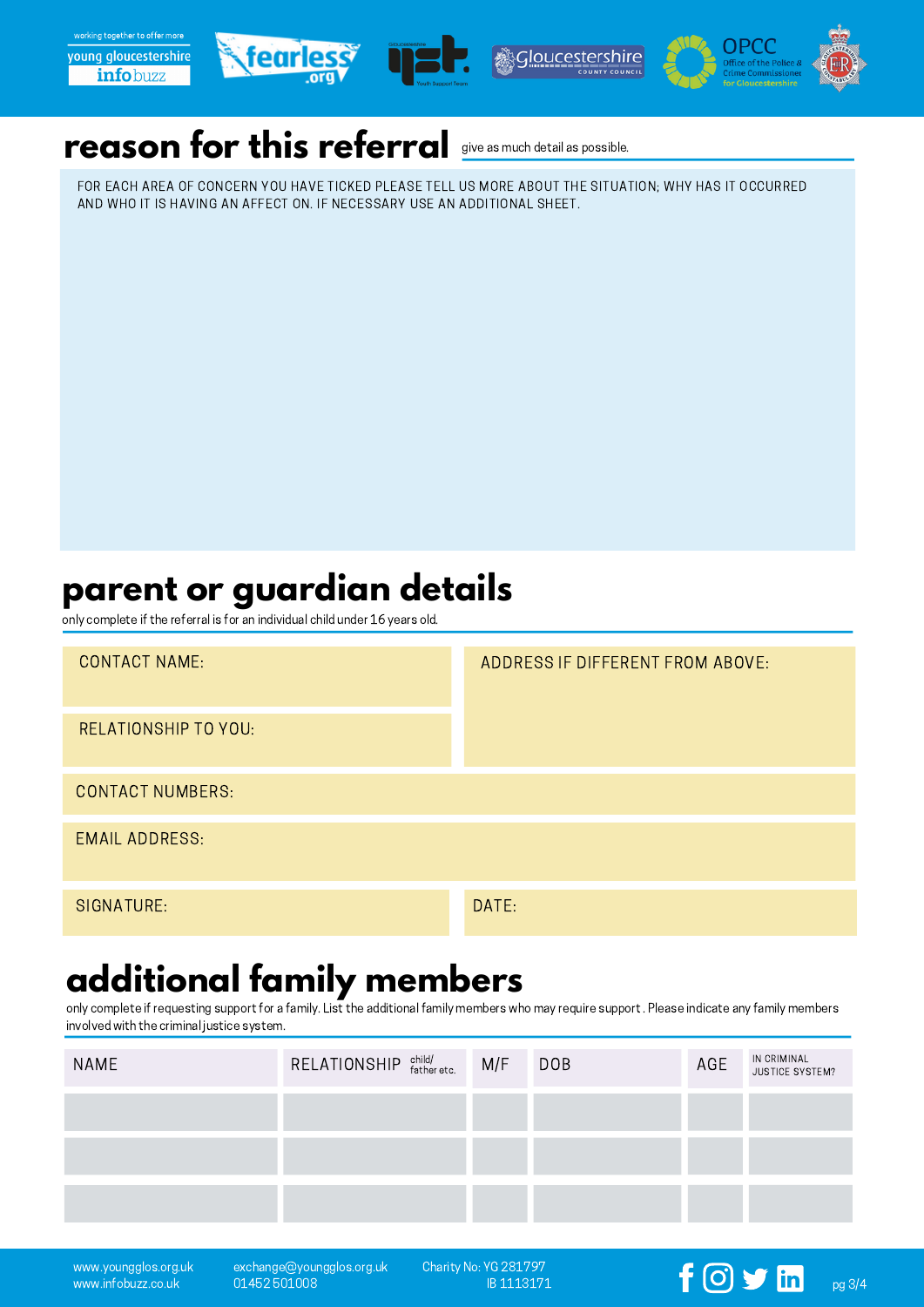## reason for this referral

give as much detail as possible.

FOR EACH AREA OF CONCERN YOU HAVE TICKED PLEASE TELL US MORE ABOUT THE SITUATION; WHY HAS IT OCCURRED AND WHO IT IS HAVING AN AFFECT ON. IF NECESSARY USE AN ADDITIONAL SHEET.

## parent or guardian details

only complete if the referral is for an individual child under 16 years old.

CONTACT NAME:

RELATIONSHIP TO YOU:

ADDRESS IF DIFFERENT FROM ABOVE:

CONTACT NUMBERS:

EMAIL ADDRESS:

SIGNATURE:

DATE:

## additional family members

only complete if requesting support for a family. List the additional family members who may require support . Please indicate any family members involved with the criminal justice system.

| NAME | RELATIONSHIP child/ father etc. | M/F | DOB | AGE | IN CRIMINAL JUSTICE SYSTEM? |
|---|---|---|---|---|---|
| | | | | | |
| | | | | | |
| | | | | | |

www.youngglos.org.uk
www.infobuzz.co.uk

exchange@youngglos.org.uk
01452 501008

Charity No: YG 281797
IB 1113171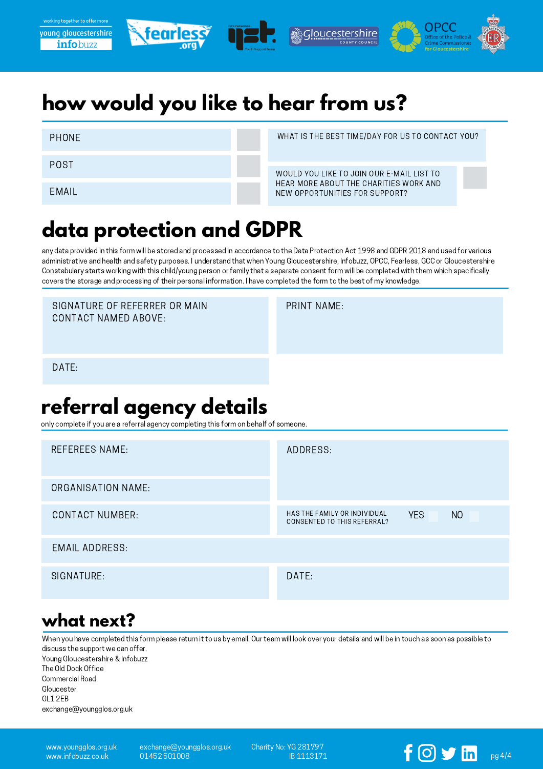# how would you like to hear from us?

| | |
|---|---|
| PHONE | |
| POST | |
| EMAIL | |

WHAT IS THE BEST TIME/DAY FOR US TO CONTACT YOU?

WOULD YOU LIKE TO JOIN OUR E-MAIL LIST TO HEAR MORE ABOUT THE CHARITIES WORK AND NEW OPPORTUNITIES FOR SUPPORT?

# data protection and GDPR

any data provided in this form will be stored and processed in accordance to the Data Protection Act 1998 and GDPR 2018 and used for various administrative and health and safety purposes. I understand that when Young Gloucestershire, Infobuzz, OPCC, Fearless, GCC or Gloucestershire Constabulary starts working with this child/young person or family that a separate consent form will be completed with them which specifically covers the storage and processing of their personal information. I have completed the form to the best of my knowledge.

| | |
|---|---|
| SIGNATURE OF REFERRER OR MAIN CONTACT NAMED ABOVE: | PRINT NAME: |
| DATE: | |

# referral agency details

only complete if you are a referral agency completing this form on behalf of someone.

| | |
|---|---|
| REFEREES NAME: | ADDRESS: |
| ORGANISATION NAME: | |
| CONTACT NUMBER: | HAS THE FAMILY OR INDIVIDUAL CONSENTED TO THIS REFERRAL? YES NO |
| EMAIL ADDRESS: | |
| SIGNATURE: | DATE: |

# what next?

When you have completed this form please return it to us by email. Our team will look over your details and will be in touch as soon as possible to discuss the support we can offer.

Young Gloucestershire & Infobuzz
The Old Dock Office
Commercial Road
Gloucester
GL1 2EB
exchange@youngglos.org.uk

www.youngglos.org.uk
www.infobuzz.co.uk

exchange@youngglos.org.uk
01452 501008

Charity No: YG 281797
IB 1113171